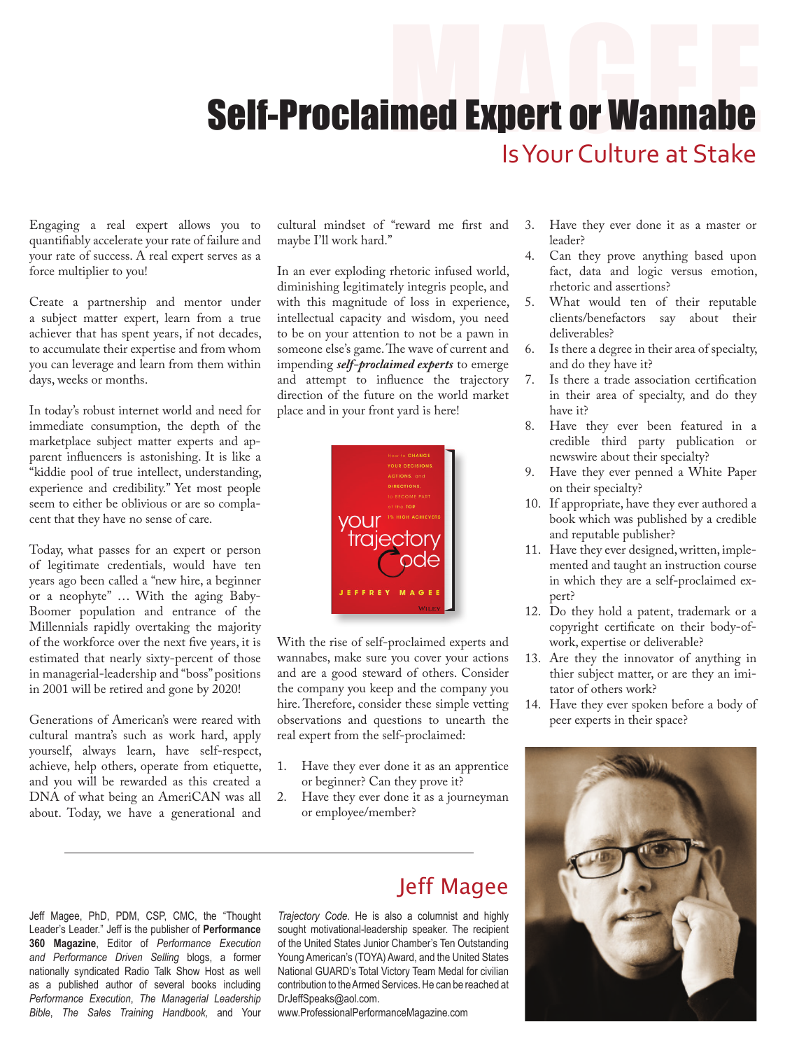# Self-Proclaimed Expert or Wannabe

## Is Your Culture at Stake

Engaging a real expert allows you to quantifiably accelerate your rate of failure and your rate of success. A real expert serves as a force multiplier to you!

Create a partnership and mentor under a subject matter expert, learn from a true achiever that has spent years, if not decades, to accumulate their expertise and from whom you can leverage and learn from them within days, weeks or months.

In today's robust internet world and need for immediate consumption, the depth of the marketplace subject matter experts and apparent influencers is astonishing. It is like a "kiddie pool of true intellect, understanding, experience and credibility." Yet most people seem to either be oblivious or are so complacent that they have no sense of care.

Today, what passes for an expert or person of legitimate credentials, would have ten years ago been called a "new hire, a beginner or a neophyte" … With the aging Baby-Boomer population and entrance of the Millennials rapidly overtaking the majority of the workforce over the next five years, it is estimated that nearly sixty-percent of those in managerial-leadership and "boss" positions in 2001 will be retired and gone by 2020!

Generations of American's were reared with cultural mantra's such as work hard, apply yourself, always learn, have self-respect, achieve, help others, operate from etiquette, and you will be rewarded as this created a DNA of what being an AmeriCAN was all about. Today, we have a generational and cultural mindset of "reward me first and maybe I'll work hard."

In an ever exploding rhetoric infused world, diminishing legitimately integris people, and with this magnitude of loss in experience, intellectual capacity and wisdom, you need to be on your attention to not be a pawn in someone else's game. The wave of current and impending ***self-proclaimed experts*** to emerge and attempt to influence the trajectory direction of the future on the world market place and in your front yard is here!

With the rise of self-proclaimed experts and wannabes, make sure you cover your actions and are a good steward of others. Consider the company you keep and the company you hire. Therefore, consider these simple vetting observations and questions to unearth the real expert from the self-proclaimed:

1. Have they ever done it as an apprentice or beginner? Can they prove it?
2. Have they ever done it as a journeyman or employee/member?
3. Have they ever done it as a master or leader?
4. Can they prove anything based upon fact, data and logic versus emotion, rhetoric and assertions?
5. What would ten of their reputable clients/benefactors say about their deliverables?
6. Is there a degree in their area of specialty, and do they have it?
7. Is there a trade association certification in their area of specialty, and do they have it?
8. Have they ever been featured in a credible third party publication or newswire about their specialty?
9. Have they ever penned a White Paper on their specialty?
10. If appropriate, have they ever authored a book which was published by a credible and reputable publisher?
11. Have they ever designed, written, implemented and taught an instruction course in which they are a self-proclaimed expert?
12. Do they hold a patent, trademark or a copyright certificate on their body-of-work, expertise or deliverable?
13. Are they the innovator of anything in thier subject matter, or are they an imitator of others work?
14. Have they ever spoken before a body of peer experts in their space?

## Jeff Magee

Jeff Magee, PhD, PDM, CSP, CMC, the "Thought Leader's Leader." Jeff is the publisher of **Performance 360 Magazine**, Editor of *Performance Execution and Performance Driven Selling* blogs, a former nationally syndicated Radio Talk Show Host as well as a published author of several books including *Performance Execution*, *The Managerial Leadership Bible*, *The Sales Training Handbook,* and *Your Trajectory Code*. He is also a columnist and highly sought motivational-leadership speaker. The recipient of the United States Junior Chamber's Ten Outstanding Young American's (TOYA) Award, and the United States National GUARD's Total Victory Team Medal for civilian contribution to the Armed Services. He can be reached at DrJeffSpeaks@aol.com.
www.ProfessionalPerformanceMagazine.com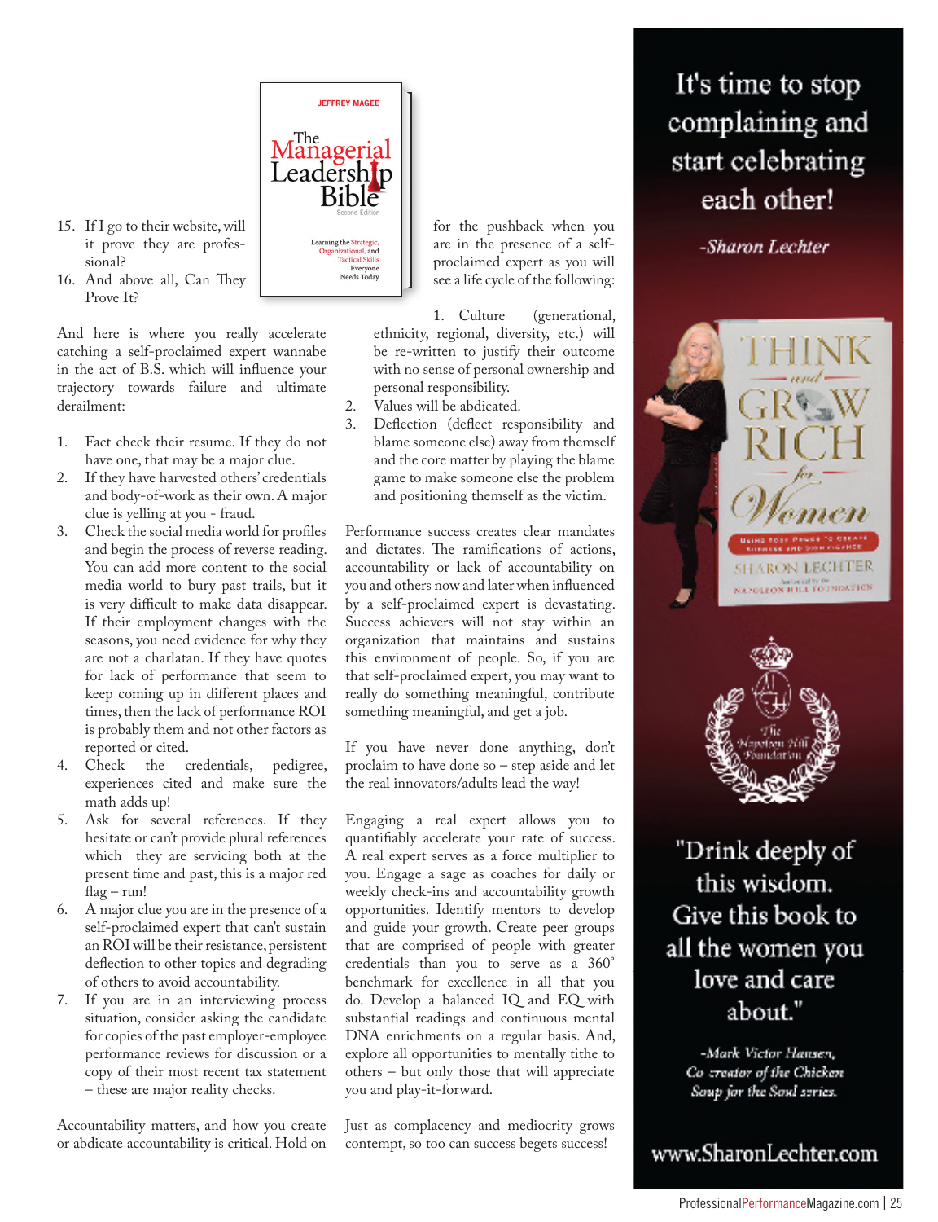15. If I go to their website, will it prove they are professional?
16. And above all, Can They Prove It?

And here is where you really accelerate catching a self-proclaimed expert wannabe in the act of B.S. which will influence your trajectory towards failure and ultimate derailment:

1. Fact check their resume. If they do not have one, that may be a major clue.
2. If they have harvested others' credentials and body-of-work as their own. A major clue is yelling at you - fraud.
3. Check the social media world for profiles and begin the process of reverse reading. You can add more content to the social media world to bury past trails, but it is very difficult to make data disappear. If their employment changes with the seasons, you need evidence for why they are not a charlatan. If they have quotes for lack of performance that seem to keep coming up in different places and times, then the lack of performance ROI is probably them and not other factors as reported or cited.
4. Check the credentials, pedigree, experiences cited and make sure the math adds up!
5. Ask for several references. If they hesitate or can't provide plural references which they are servicing both at the present time and past, this is a major red flag – run!
6. A major clue you are in the presence of a self-proclaimed expert that can't sustain an ROI will be their resistance, persistent deflection to other topics and degrading of others to avoid accountability.
7. If you are in an interviewing process situation, consider asking the candidate for copies of the past employer-employee performance reviews for discussion or a copy of their most recent tax statement – these are major reality checks.

Accountability matters, and how you create or abdicate accountability is critical. Hold on for the pushback when you are in the presence of a self-proclaimed expert as you will see a life cycle of the following:

1. Culture (generational, ethnicity, regional, diversity, etc.) will be re-written to justify their outcome with no sense of personal ownership and personal responsibility.
2. Values will be abdicated.
3. Deflection (deflect responsibility and blame someone else) away from themself and the core matter by playing the blame game to make someone else the problem and positioning themself as the victim.

Performance success creates clear mandates and dictates. The ramifications of actions, accountability or lack of accountability on you and others now and later when influenced by a self-proclaimed expert is devastating. Success achievers will not stay within an organization that maintains and sustains this environment of people. So, if you are that self-proclaimed expert, you may want to really do something meaningful, contribute something meaningful, and get a job.

If you have never done anything, don't proclaim to have done so – step aside and let the real innovators/adults lead the way!

Engaging a real expert allows you to quantifiably accelerate your rate of success. A real expert serves as a force multiplier to you. Engage a sage as coaches for daily or weekly check-ins and accountability growth opportunities. Identify mentors to develop and guide your growth. Create peer groups that are comprised of people with greater credentials than you to serve as a 360° benchmark for excellence in all that you do. Develop a balanced IQ and EQ with substantial readings and continuous mental DNA enrichments on a regular basis. And, explore all opportunities to mentally tithe to others – but only those that will appreciate you and play-it-forward.

Just as complacency and mediocrity grows contempt, so too can success begets success!

It's time to stop complaining and start celebrating each other!

-Sharon Lechter

"Drink deeply of this wisdom. Give this book to all the women you love and care about."

-Mark Victor Hansen, Co creator of the Chicken Soup for the Soul series.

www.SharonLechter.com